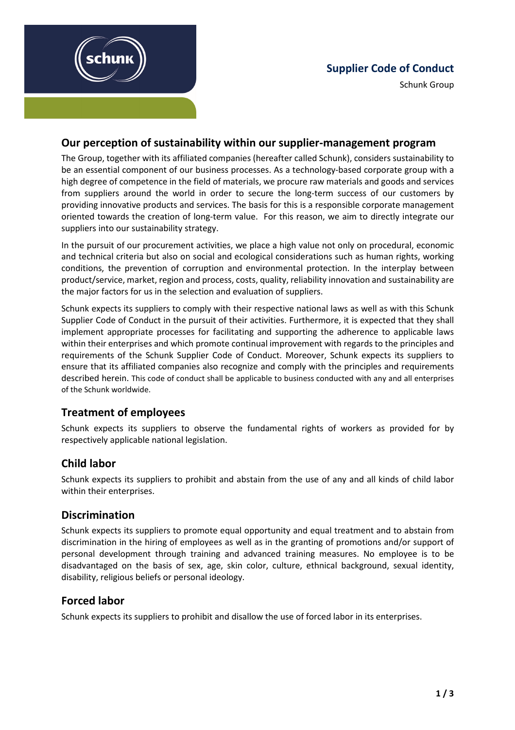# Supplier Code of Conduct

Schunk Group

## Our perception of sustainability within our supplier-management program

The Group, together with its affiliated companies (hereafter called Schunk), considers sustainability to be an essential component of our business processes. As a technology-based corporate group with a high degree of competence in the field of materials, we procure raw materials and goods and services from suppliers around the world in order to secure the long-term success of our customers by providing innovative products and services. The basis for this is a responsible corporate management oriented towards the creation of long-term value. For this reason, we aim to directly integrate our suppliers into our sustainability strategy.

In the pursuit of our procurement activities, we place a high value not only on procedural, economic and technical criteria but also on social and ecological considerations such as human rights, working conditions, the prevention of corruption and environmental protection. In the interplay between product/service, market, region and process, costs, quality, reliability innovation and sustainability are the major factors for us in the selection and evaluation of suppliers.

Schunk expects its suppliers to comply with their respective national laws as well as with this Schunk Supplier Code of Conduct in the pursuit of their activities. Furthermore, it is expected that they shall implement appropriate processes for facilitating and supporting the adherence to applicable laws within their enterprises and which promote continual improvement with regards to the principles and requirements of the Schunk Supplier Code of Conduct. Moreover, Schunk expects its suppliers to ensure that its affiliated companies also recognize and comply with the principles and requirements described herein. This code of conduct shall be applicable to business conducted with any and all enterprises of the Schunk worldwide.

## Treatment of employees

Schunk expects its suppliers to observe the fundamental rights of workers as provided for by respectively applicable national legislation.

## Child labor

Schunk expects its suppliers to prohibit and abstain from the use of any and all kinds of child labor within their enterprises.

## Discrimination

Schunk expects its suppliers to promote equal opportunity and equal treatment and to abstain from discrimination in the hiring of employees as well as in the granting of promotions and/or support of personal development through training and advanced training measures. No employee is to be disadvantaged on the basis of sex, age, skin color, culture, ethnical background, sexual identity, disability, religious beliefs or personal ideology.

## Forced labor

Schunk expects its suppliers to prohibit and disallow the use of forced labor in its enterprises.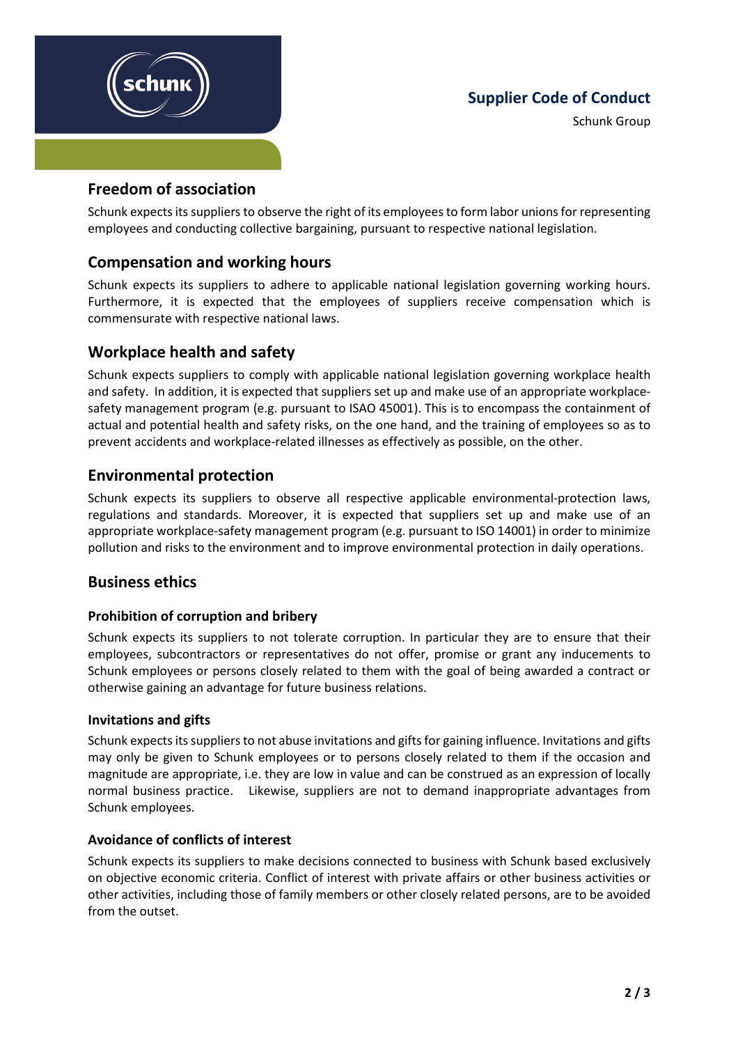## Freedom of association

Schunk expects its suppliers to observe the right of its employees to form labor unions for representing employees and conducting collective bargaining, pursuant to respective national legislation.

## Compensation and working hours

Schunk expects its suppliers to adhere to applicable national legislation governing working hours. Furthermore, it is expected that the employees of suppliers receive compensation which is commensurate with respective national laws.

## Workplace health and safety

Schunk expects suppliers to comply with applicable national legislation governing workplace health and safety. In addition, it is expected that suppliers set up and make use of an appropriate workplace-safety management program (e.g. pursuant to ISAO 45001). This is to encompass the containment of actual and potential health and safety risks, on the one hand, and the training of employees so as to prevent accidents and workplace-related illnesses as effectively as possible, on the other.

## Environmental protection

Schunk expects its suppliers to observe all respective applicable environmental-protection laws, regulations and standards. Moreover, it is expected that suppliers set up and make use of an appropriate workplace-safety management program (e.g. pursuant to ISO 14001) in order to minimize pollution and risks to the environment and to improve environmental protection in daily operations.

## Business ethics

### Prohibition of corruption and bribery

Schunk expects its suppliers to not tolerate corruption. In particular they are to ensure that their employees, subcontractors or representatives do not offer, promise or grant any inducements to Schunk employees or persons closely related to them with the goal of being awarded a contract or otherwise gaining an advantage for future business relations.

### Invitations and gifts

Schunk expects its suppliers to not abuse invitations and gifts for gaining influence. Invitations and gifts may only be given to Schunk employees or to persons closely related to them if the occasion and magnitude are appropriate, i.e. they are low in value and can be construed as an expression of locally normal business practice. Likewise, suppliers are not to demand inappropriate advantages from Schunk employees.

### Avoidance of conflicts of interest

Schunk expects its suppliers to make decisions connected to business with Schunk based exclusively on objective economic criteria. Conflict of interest with private affairs or other business activities or other activities, including those of family members or other closely related persons, are to be avoided from the outset.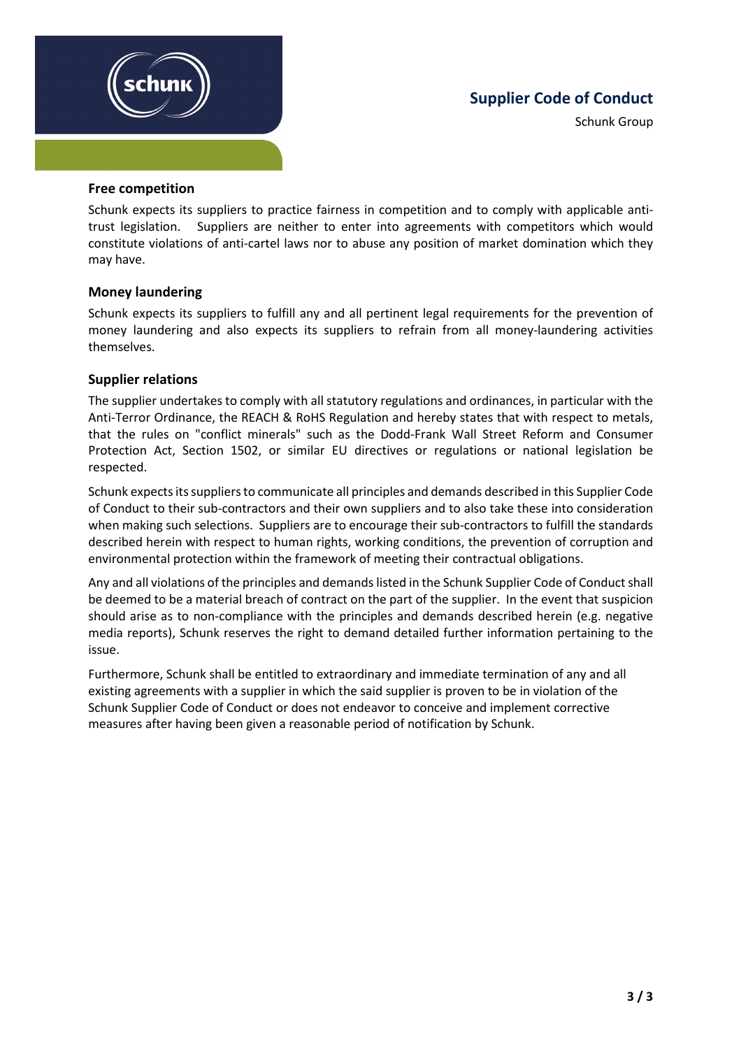### Free competition

Schunk expects its suppliers to practice fairness in competition and to comply with applicable anti-trust legislation. Suppliers are neither to enter into agreements with competitors which would constitute violations of anti-cartel laws nor to abuse any position of market domination which they may have.

### Money laundering

Schunk expects its suppliers to fulfill any and all pertinent legal requirements for the prevention of money laundering and also expects its suppliers to refrain from all money-laundering activities themselves.

### Supplier relations

The supplier undertakes to comply with all statutory regulations and ordinances, in particular with the Anti-Terror Ordinance, the REACH & RoHS Regulation and hereby states that with respect to metals, that the rules on "conflict minerals" such as the Dodd-Frank Wall Street Reform and Consumer Protection Act, Section 1502, or similar EU directives or regulations or national legislation be respected.

Schunk expects its suppliers to communicate all principles and demands described in this Supplier Code of Conduct to their sub-contractors and their own suppliers and to also take these into consideration when making such selections. Suppliers are to encourage their sub-contractors to fulfill the standards described herein with respect to human rights, working conditions, the prevention of corruption and environmental protection within the framework of meeting their contractual obligations.

Any and all violations of the principles and demands listed in the Schunk Supplier Code of Conduct shall be deemed to be a material breach of contract on the part of the supplier. In the event that suspicion should arise as to non-compliance with the principles and demands described herein (e.g. negative media reports), Schunk reserves the right to demand detailed further information pertaining to the issue.

Furthermore, Schunk shall be entitled to extraordinary and immediate termination of any and all existing agreements with a supplier in which the said supplier is proven to be in violation of the Schunk Supplier Code of Conduct or does not endeavor to conceive and implement corrective measures after having been given a reasonable period of notification by Schunk.